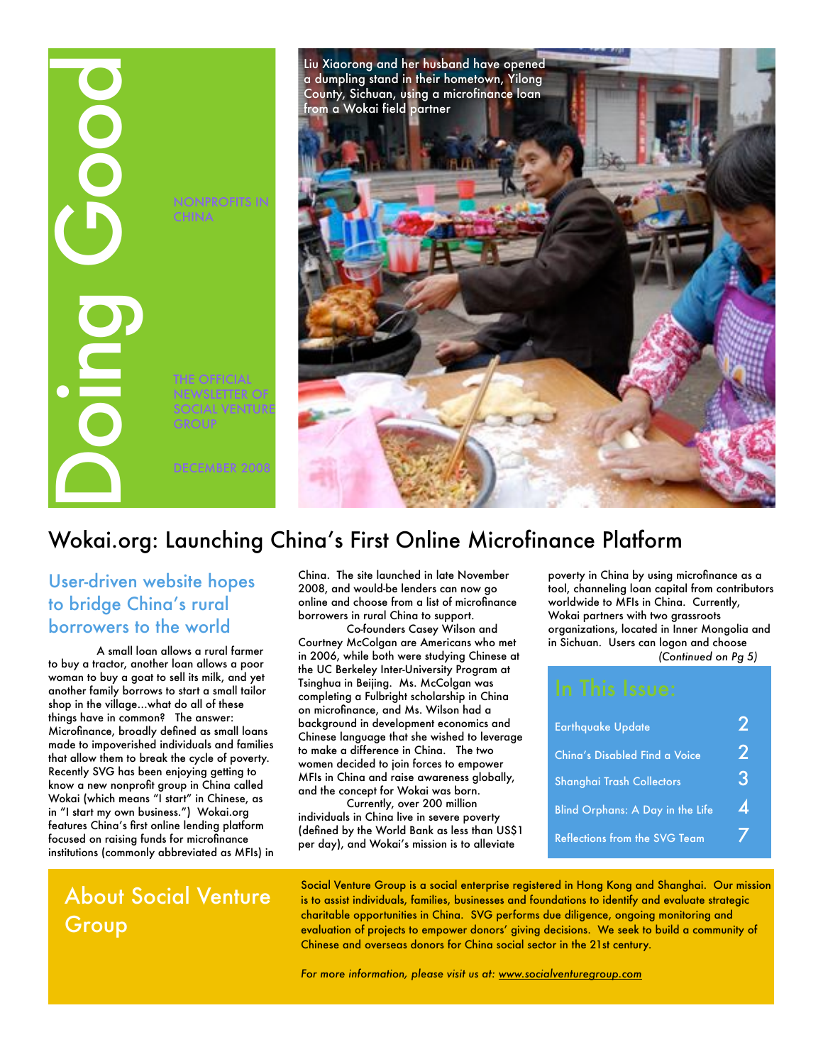# Doing Good

NONPROFITS IN CHINA

THE OFFICIAL NEWSLETTER OF SOCIAL VENTURE GROUP

DECEMBER 2008

Liu Xiaorong and her husband have opened a dumpling stand in their hometown, Yilong County, Sichuan, using a microfinance loan from a Wokai field partner

## Wokai.org: Launching China's First Online Microfinance Platform

### User-driven website hopes to bridge China's rural borrowers to the world

A small loan allows a rural farmer to buy a tractor, another loan allows a poor woman to buy a goat to sell its milk, and yet another family borrows to start a small tailor shop in the village...what do all of these things have in common? The answer: Microfinance, broadly defined as small loans made to impoverished individuals and families that allow them to break the cycle of poverty. Recently SVG has been enjoying getting to know a new nonprofit group in China called Wokai (which means "I start" in Chinese, as in "I start my own business.") Wokai.org features China's first online lending platform focused on raising funds for microfinance institutions (commonly abbreviated as MFIs) in China. The site launched in late November 2008, and would-be lenders can now go online and choose from a list of microfinance borrowers in rural China to support.

Co-founders Casey Wilson and Courtney McColgan are Americans who met in 2006, while both were studying Chinese at the UC Berkeley Inter-University Program at Tsinghua in Beijing. Ms. McColgan was completing a Fulbright scholarship in China on microfinance, and Ms. Wilson had a background in development economics and Chinese language that she wished to leverage to make a difference in China. The two women decided to join forces to empower MFIs in China and raise awareness globally, and the concept for Wokai was born.

Currently, over 200 million individuals in China live in severe poverty (defined by the World Bank as less than US$1 per day), and Wokai's mission is to alleviate poverty in China by using microfinance as a tool, channeling loan capital from contributors worldwide to MFIs in China. Currently, Wokai partners with two grassroots organizations, located in Inner Mongolia and in Sichuan. Users can logon and choose

*(Continued on Pg 5)*

### In This Issue:

| | |
|---|---|
| Earthquake Update | 2 |
| China's Disabled Find a Voice | 2 |
| Shanghai Trash Collectors | 3 |
| Blind Orphans: A Day in the Life | 4 |
| Reflections from the SVG Team | 7 |

## About Social Venture Group

Social Venture Group is a social enterprise registered in Hong Kong and Shanghai. Our mission is to assist individuals, families, businesses and foundations to identify and evaluate strategic charitable opportunities in China. SVG performs due diligence, ongoing monitoring and evaluation of projects to empower donors' giving decisions. We seek to build a community of Chinese and overseas donors for China social sector in the 21st century.

*For more information, please visit us at: www.socialventuregroup.com*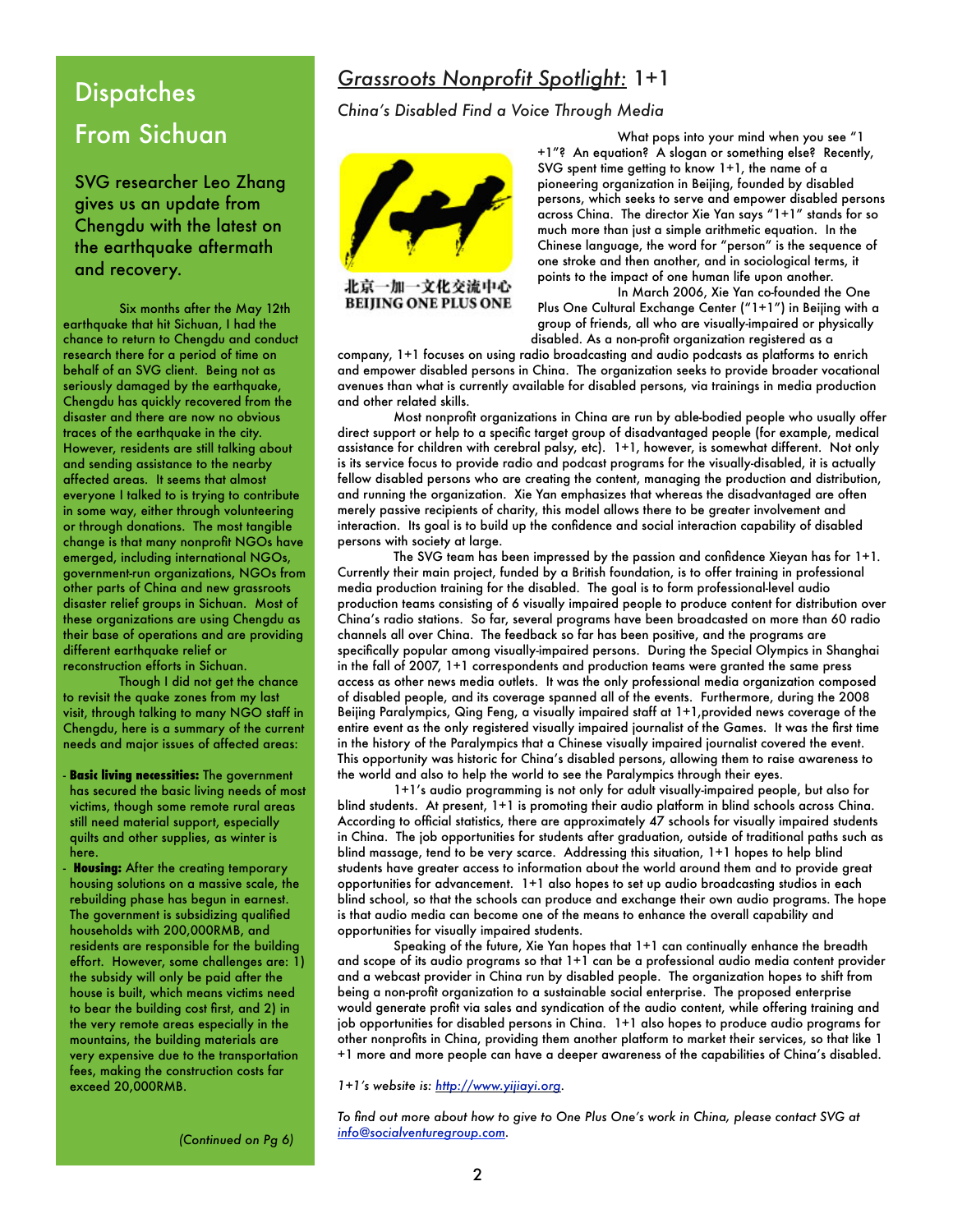# Dispatches From Sichuan

**SVG researcher Leo Zhang gives us an update from Chengdu with the latest on the earthquake aftermath and recovery.**

Six months after the May 12th earthquake that hit Sichuan, I had the chance to return to Chengdu and conduct research there for a period of time on behalf of an SVG client. Being not as seriously damaged by the earthquake, Chengdu has quickly recovered from the disaster and there are now no obvious traces of the earthquake in the city. However, residents are still talking about and sending assistance to the nearby affected areas. It seems that almost everyone I talked to is trying to contribute in some way, either through volunteering or through donations. The most tangible change is that many nonprofit NGOs have emerged, including international NGOs, government-run organizations, NGOs from other parts of China and new grassroots disaster relief groups in Sichuan. Most of these organizations are using Chengdu as their base of operations and are providing different earthquake relief or reconstruction efforts in Sichuan.

Though I did not get the chance to revisit the quake zones from my last visit, through talking to many NGO staff in Chengdu, here is a summary of the current needs and major issues of affected areas:

- **Basic living necessities:** The government has secured the basic living needs of most victims, though some remote rural areas still need material support, especially quilts and other supplies, as winter is here.
- **Housing:** After the creating temporary housing solutions on a massive scale, the rebuilding phase has begun in earnest. The government is subsidizing qualified households with 200,000RMB, and residents are responsible for the building effort. However, some challenges are: 1) the subsidy will only be paid after the house is built, which means victims need to bear the building cost first, and 2) in the very remote areas especially in the mountains, the building materials are very expensive due to the transportation fees, making the construction costs far exceed 20,000RMB.

*(Continued on Pg 6)*

## *Grassroots Nonprofit Spotlight:* 1+1

*China's Disabled Find a Voice Through Media*

北京一加一文化交流中心
BEIJING ONE PLUS ONE

What pops into your mind when you see "1+1"? An equation? A slogan or something else? Recently, SVG spent time getting to know 1+1, the name of a pioneering organization in Beijing, founded by disabled persons, which seeks to serve and empower disabled persons across China. The director Xie Yan says "1+1" stands for so much more than just a simple arithmetic equation. In the Chinese language, the word for "person" is the sequence of one stroke and then another, and in sociological terms, it points to the impact of one human life upon another.

In March 2006, Xie Yan co-founded the One Plus One Cultural Exchange Center ("1+1") in Beijing with a group of friends, all who are visually-impaired or physically disabled. As a non-profit organization registered as a company, 1+1 focuses on using radio broadcasting and audio podcasts as platforms to enrich and empower disabled persons in China. The organization seeks to provide broader vocational avenues than what is currently available for disabled persons, via trainings in media production and other related skills.

Most nonprofit organizations in China are run by able-bodied people who usually offer direct support or help to a specific target group of disadvantaged people (for example, medical assistance for children with cerebral palsy, etc). 1+1, however, is somewhat different. Not only is its service focus to provide radio and podcast programs for the visually-disabled, it is actually fellow disabled persons who are creating the content, managing the production and distribution, and running the organization. Xie Yan emphasizes that whereas the disadvantaged are often merely passive recipients of charity, this model allows there to be greater involvement and interaction. Its goal is to build up the confidence and social interaction capability of disabled persons with society at large.

The SVG team has been impressed by the passion and confidence Xieyan has for 1+1. Currently their main project, funded by a British foundation, is to offer training in professional media production training for the disabled. The goal is to form professional-level audio production teams consisting of 6 visually impaired people to produce content for distribution over China's radio stations. So far, several programs have been broadcasted on more than 60 radio channels all over China. The feedback so far has been positive, and the programs are specifically popular among visually-impaired persons. During the Special Olympics in Shanghai in the fall of 2007, 1+1 correspondents and production teams were granted the same press access as other news media outlets. It was the only professional media organization composed of disabled people, and its coverage spanned all of the events. Furthermore, during the 2008 Beijing Paralympics, Qing Feng, a visually impaired staff at 1+1,provided news coverage of the entire event as the only registered visually impaired journalist of the Games. It was the first time in the history of the Paralympics that a Chinese visually impaired journalist covered the event. This opportunity was historic for China's disabled persons, allowing them to raise awareness to the world and also to help the world to see the Paralympics through their eyes.

1+1's audio programming is not only for adult visually-impaired people, but also for blind students. At present, 1+1 is promoting their audio platform in blind schools across China. According to official statistics, there are approximately 47 schools for visually impaired students in China. The job opportunities for students after graduation, outside of traditional paths such as blind massage, tend to be very scarce. Addressing this situation, 1+1 hopes to help blind students have greater access to information about the world around them and to provide great opportunities for advancement. 1+1 also hopes to set up audio broadcasting studios in each blind school, so that the schools can produce and exchange their own audio programs. The hope is that audio media can become one of the means to enhance the overall capability and opportunities for visually impaired students.

Speaking of the future, Xie Yan hopes that 1+1 can continually enhance the breadth and scope of its audio programs so that 1+1 can be a professional audio media content provider and a webcast provider in China run by disabled people. The organization hopes to shift from being a non-profit organization to a sustainable social enterprise. The proposed enterprise would generate profit via sales and syndication of the audio content, while offering training and job opportunities for disabled persons in China. 1+1 also hopes to produce audio programs for other nonprofits in China, providing them another platform to market their services, so that like 1+1 more and more people can have a deeper awareness of the capabilities of China's disabled.

*1+1's website is: [http://www.yijiayi.org](http://www.yijiayi.org).*

*To find out more about how to give to One Plus One's work in China, please contact SVG at [info@socialventuregroup.com](mailto:info@socialventuregroup.com).*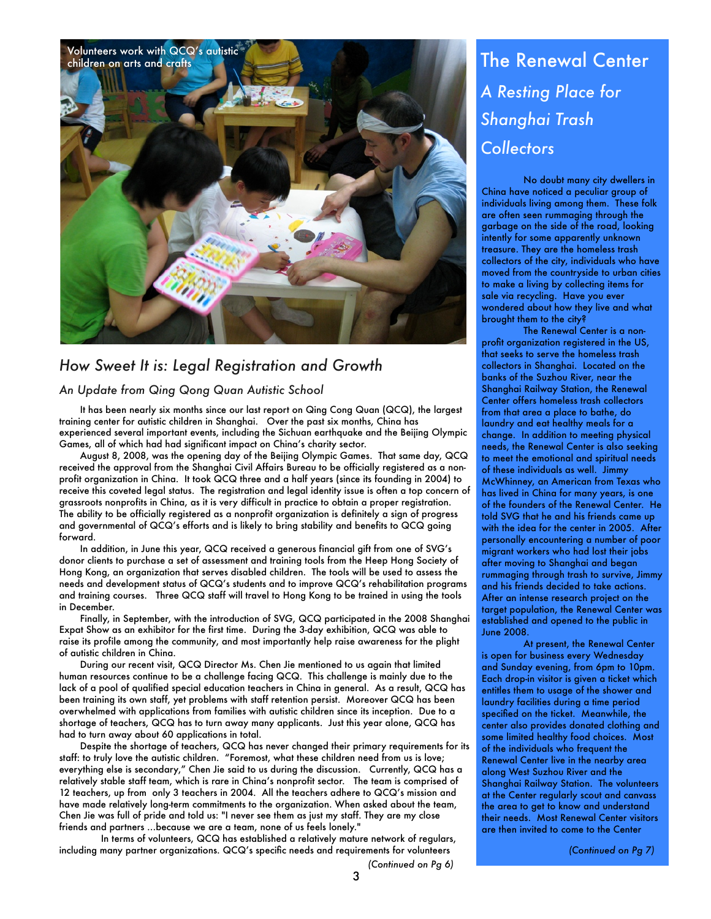Volunteers work with QCQ's autistic children on arts and crafts

## *How Sweet It is: Legal Registration and Growth*

### *An Update from Qing Qong Quan Autistic School*

It has been nearly six months since our last report on Qing Cong Quan (QCQ), the largest training center for autistic children in Shanghai. Over the past six months, China has experienced several important events, including the Sichuan earthquake and the Beijing Olympic Games, all of which had had significant impact on China's charity sector.

August 8, 2008, was the opening day of the Beijing Olympic Games. That same day, QCQ received the approval from the Shanghai Civil Affairs Bureau to be officially registered as a non-profit organization in China. It took QCQ three and a half years (since its founding in 2004) to receive this coveted legal status. The registration and legal identity issue is often a top concern of grassroots nonprofits in China, as it is very difficult in practice to obtain a proper registration. The ability to be officially registered as a nonprofit organization is definitely a sign of progress and governmental of QCQ's efforts and is likely to bring stability and benefits to QCQ going forward.

In addition, in June this year, QCQ received a generous financial gift from one of SVG's donor clients to purchase a set of assessment and training tools from the Heep Hong Society of Hong Kong, an organization that serves disabled children. The tools will be used to assess the needs and development status of QCQ's students and to improve QCQ's rehabilitation programs and training courses. Three QCQ staff will travel to Hong Kong to be trained in using the tools in December.

Finally, in September, with the introduction of SVG, QCQ participated in the 2008 Shanghai Expat Show as an exhibitor for the first time. During the 3-day exhibition, QCQ was able to raise its profile among the community, and most importantly help raise awareness for the plight of autistic children in China.

During our recent visit, QCQ Director Ms. Chen Jie mentioned to us again that limited human resources continue to be a challenge facing QCQ. This challenge is mainly due to the lack of a pool of qualified special education teachers in China in general. As a result, QCQ has been training its own staff, yet problems with staff retention persist. Moreover QCQ has been overwhelmed with applications from families with autistic children since its inception. Due to a shortage of teachers, QCQ has to turn away many applicants. Just this year alone, QCQ has had to turn away about 60 applications in total.

Despite the shortage of teachers, QCQ has never changed their primary requirements for its staff: to truly love the autistic children. "Foremost, what these children need from us is love; everything else is secondary," Chen Jie said to us during the discussion. Currently, QCQ has a relatively stable staff team, which is rare in China's nonprofit sector. The team is comprised of 12 teachers, up from only 3 teachers in 2004. All the teachers adhere to QCQ's mission and have made relatively long-term commitments to the organization. When asked about the team, Chen Jie was full of pride and told us: "I never see them as just my staff. They are my close friends and partners ...because we are a team, none of us feels lonely."

In terms of volunteers, QCQ has established a relatively mature network of regulars, including many partner organizations. QCQ's specific needs and requirements for volunteers

*(Continued on Pg 6)*

## The Renewal Center

### *A Resting Place for Shanghai Trash Collectors*

No doubt many city dwellers in China have noticed a peculiar group of individuals living among them. These folk are often seen rummaging through the garbage on the side of the road, looking intently for some apparently unknown treasure. They are the homeless trash collectors of the city, individuals who have moved from the countryside to urban cities to make a living by collecting items for sale via recycling. Have you ever wondered about how they live and what brought them to the city?

The Renewal Center is a non-profit organization registered in the US, that seeks to serve the homeless trash collectors in Shanghai. Located on the banks of the Suzhou River, near the Shanghai Railway Station, the Renewal Center offers homeless trash collectors from that area a place to bathe, do laundry and eat healthy meals for a change. In addition to meeting physical needs, the Renewal Center is also seeking to meet the emotional and spiritual needs of these individuals as well. Jimmy McWhinney, an American from Texas who has lived in China for many years, is one of the founders of the Renewal Center. He told SVG that he and his friends came up with the idea for the center in 2005. After personally encountering a number of poor migrant workers who had lost their jobs after moving to Shanghai and began rummaging through trash to survive, Jimmy and his friends decided to take actions. After an intense research project on the target population, the Renewal Center was established and opened to the public in June 2008.

At present, the Renewal Center is open for business every Wednesday and Sunday evening, from 6pm to 10pm. Each drop-in visitor is given a ticket which entitles them to usage of the shower and laundry facilities during a time period specified on the ticket. Meanwhile, the center also provides donated clothing and some limited healthy food choices. Most of the individuals who frequent the Renewal Center live in the nearby area along West Suzhou River and the Shanghai Railway Station. The volunteers at the Center regularly scout and canvass the area to get to know and understand their needs. Most Renewal Center visitors are then invited to come to the Center

*(Continued on Pg 7)*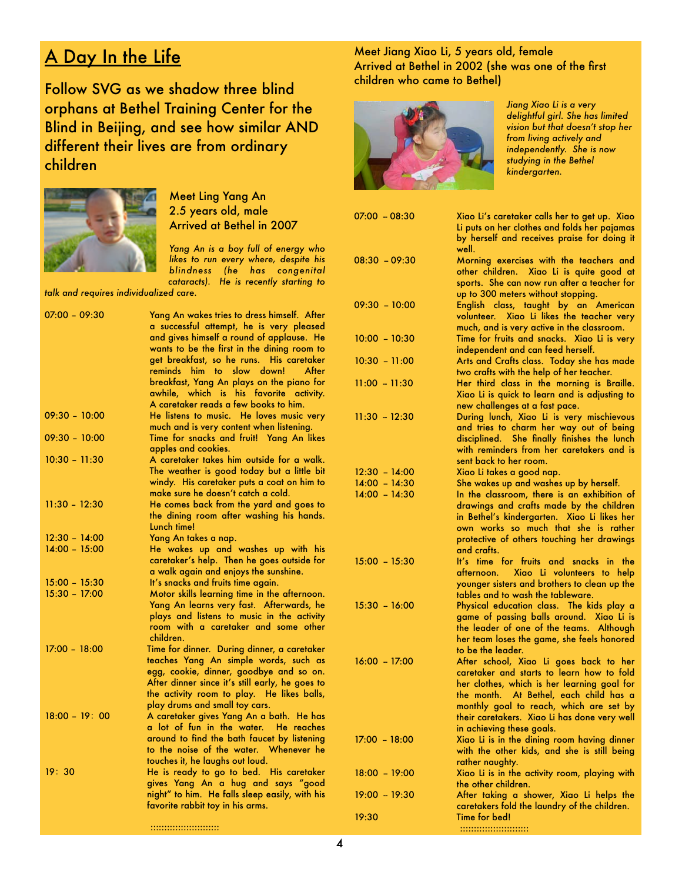# A Day In the Life

## Follow SVG as we shadow three blind orphans at Bethel Training Center for the Blind in Beijing, and see how similar AND different their lives are from ordinary children

### Meet Ling Yang An
### 2.5 years old, male
### Arrived at Bethel in 2007

*Yang An is a boy full of energy who likes to run every where, despite his blindness (he has congenital cataracts). He is recently starting to talk and requires individualized care.*

| | |
|---|---|
| 07:00 – 09:30 | Yang An wakes tries to dress himself. After a successful attempt, he is very pleased and gives himself a round of applause. He wants to be the first in the dining room to get breakfast, so he runs. His caretaker reminds him to slow down! After breakfast, Yang An plays on the piano for awhile, which is his favorite activity. A caretaker reads a few books to him. |
| 09:30 – 10:00 | He listens to music. He loves music very much and is very content when listening. |
| 09:30 – 10:00 | Time for snacks and fruit! Yang An likes apples and cookies. |
| 10:30 – 11:30 | A caretaker takes him outside for a walk. The weather is good today but a little bit windy. His caretaker puts a coat on him to make sure he doesn't catch a cold. |
| 11:30 – 12:30 | He comes back from the yard and goes to the dining room after washing his hands. Lunch time! |
| 12:30 – 14:00 | Yang An takes a nap. |
| 14:00 – 15:00 | He wakes up and washes up with his caretaker's help. Then he goes outside for a walk again and enjoys the sunshine. |
| 15:00 – 15:30 | It's snacks and fruits time again. |
| 15:30 – 17:00 | Motor skills learning time in the afternoon. Yang An learns very fast. Afterwards, he plays and listens to music in the activity room with a caretaker and some other children. |
| 17:00 – 18:00 | Time for dinner. During dinner, a caretaker teaches Yang An simple words, such as egg, cookie, dinner, goodbye and so on. After dinner since it's still early, he goes to the activity room to play. He likes balls, play drums and small toy cars. |
| 18:00 – 19: 00 | A caretaker gives Yang An a bath. He has a lot of fun in the water. He reaches around to find the bath faucet by listening to the noise of the water. Whenever he touches it, he laughs out loud. |
| 19: 30 | He is ready to go to bed. His caretaker gives Yang An a hug and says "good night" to him. He falls sleep easily, with his favorite rabbit toy in his arms. |

::::::::::::::::::::::::::

### Meet Jiang Xiao Li, 5 years old, female
### Arrived at Bethel in 2002 (she was one of the first children who came to Bethel)

*Jiang Xiao Li is a very delightful girl. She has limited vision but that doesn't stop her from living actively and independently. She is now studying in the Bethel kindergarten.*

| | |
|---|---|
| 07:00 – 08:30 | Xiao Li's caretaker calls her to get up. Xiao Li puts on her clothes and folds her pajamas by herself and receives praise for doing it well. |
| 08:30 – 09:30 | Morning exercises with the teachers and other children. Xiao Li is quite good at sports. She can now run after a teacher for up to 300 meters without stopping. |
| 09:30 – 10:00 | English class, taught by an American volunteer. Xiao Li likes the teacher very much, and is very active in the classroom. |
| 10:00 – 10:30 | Time for fruits and snacks. Xiao Li is very independent and can feed herself. |
| 10:30 – 11:00 | Arts and Crafts class. Today she has made two crafts with the help of her teacher. |
| 11:00 – 11:30 | Her third class in the morning is Braille. Xiao Li is quick to learn and is adjusting to new challenges at a fast pace. |
| 11:30 – 12:30 | During lunch, Xiao Li is very mischievous and tries to charm her way out of being disciplined. She finally finishes the lunch with reminders from her caretakers and is sent back to her room. |
| 12:30 – 14:00 | Xiao Li takes a good nap. |
| 14:00 – 14:30 | She wakes up and washes up by herself. |
| 14:00 – 14:30 | In the classroom, there is an exhibition of drawings and crafts made by the children in Bethel's kindergarten. Xiao Li likes her own works so much that she is rather protective of others touching her drawings and crafts. |
| 15:00 – 15:30 | It's time for fruits and snacks in the afternoon. Xiao Li volunteers to help younger sisters and brothers to clean up the tables and to wash the tableware. |
| 15:30 – 16:00 | Physical education class. The kids play a game of passing balls around. Xiao Li is the leader of one of the teams. Although her team loses the game, she feels honored to be the leader. |
| 16:00 – 17:00 | After school, Xiao Li goes back to her caretaker and starts to learn how to fold her clothes, which is her learning goal for the month. At Bethel, each child has a monthly goal to reach, which are set by their caretakers. Xiao Li has done very well in achieving these goals. |
| 17:00 – 18:00 | Xiao Li is in the dining room having dinner with the other kids, and she is still being rather naughty. |
| 18:00 – 19:00 | Xiao Li is in the activity room, playing with the other children. |
| 19:00 – 19:30 | After taking a shower, Xiao Li helps the caretakers fold the laundry of the children. |
| 19:30 | Time for bed! |

::::::::::::::::::::::::::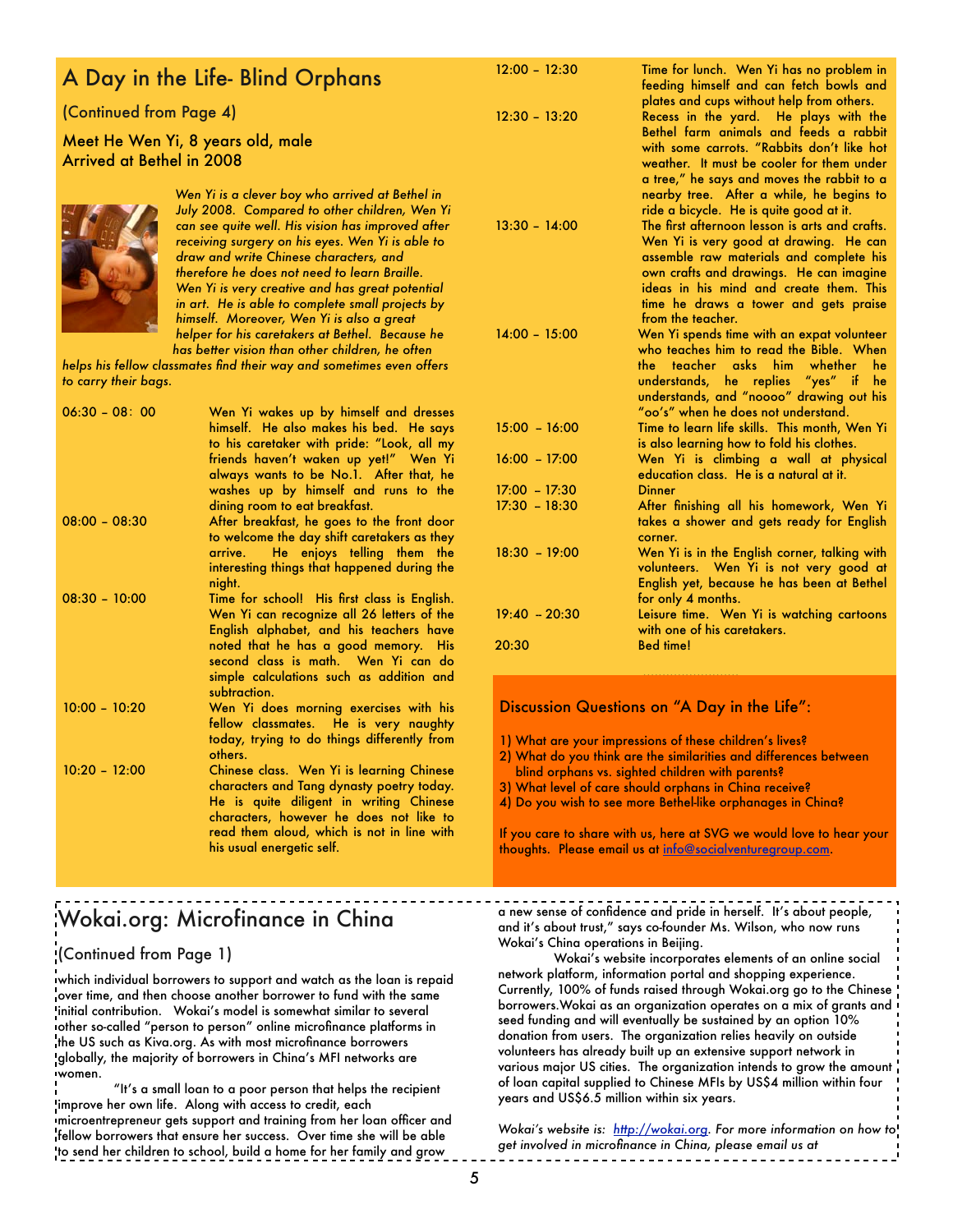## A Day in the Life- Blind Orphans

(Continued from Page 4)

### Meet He Wen Yi, 8 years old, male
### Arrived at Bethel in 2008

*Wen Yi is a clever boy who arrived at Bethel in July 2008. Compared to other children, Wen Yi can see quite well. His vision has improved after receiving surgery on his eyes. Wen Yi is able to draw and write Chinese characters, and therefore he does not need to learn Braille. Wen Yi is very creative and has great potential in art. He is able to complete small projects by himself. Moreover, Wen Yi is also a great helper for his caretakers at Bethel. Because he has better vision than other children, he often helps his fellow classmates find their way and sometimes even offers to carry their bags.*

| | |
|---|---|
| 06:30 – 08: 00 | Wen Yi wakes up by himself and dresses himself. He also makes his bed. He says to his caretaker with pride: "Look, all my friends haven't waken up yet!" Wen Yi always wants to be No.1. After that, he washes up by himself and runs to the dining room to eat breakfast. |
| 08:00 – 08:30 | After breakfast, he goes to the front door to welcome the day shift caretakers as they arrive. He enjoys telling them the interesting things that happened during the night. |
| 08:30 – 10:00 | Time for school! His first class is English. Wen Yi can recognize all 26 letters of the English alphabet, and his teachers have noted that he has a good memory. His second class is math. Wen Yi can do simple calculations such as addition and subtraction. |
| 10:00 – 10:20 | Wen Yi does morning exercises with his fellow classmates. He is very naughty today, trying to do things differently from others. |
| 10:20 – 12:00 | Chinese class. Wen Yi is learning Chinese characters and Tang dynasty poetry today. He is quite diligent in writing Chinese characters, however he does not like to read them aloud, which is not in line with his usual energetic self. |
| 12:00 – 12:30 | Time for lunch. Wen Yi has no problem in feeding himself and can fetch bowls and plates and cups without help from others. |
| 12:30 – 13:20 | Recess in the yard. He plays with the Bethel farm animals and feeds a rabbit with some carrots. "Rabbits don't like hot weather. It must be cooler for them under a tree," he says and moves the rabbit to a nearby tree. After a while, he begins to ride a bicycle. He is quite good at it. |
| 13:30 – 14:00 | The first afternoon lesson is arts and crafts. Wen Yi is very good at drawing. He can assemble raw materials and complete his own crafts and drawings. He can imagine ideas in his mind and create them. This time he draws a tower and gets praise from the teacher. |
| 14:00 – 15:00 | Wen Yi spends time with an expat volunteer who teaches him to read the Bible. When the teacher asks him whether he understands, he replies "yes" if he understands, and "noooo" drawing out his "oo's" when he does not understand. |
| 15:00 – 16:00 | Time to learn life skills. This month, Wen Yi is also learning how to fold his clothes. |
| 16:00 – 17:00 | Wen Yi is climbing a wall at physical education class. He is a natural at it. |
| 17:00 – 17:30 | Dinner |
| 17:30 – 18:30 | After finishing all his homework, Wen Yi takes a shower and gets ready for English corner. |
| 18:30 – 19:00 | Wen Yi is in the English corner, talking with volunteers. Wen Yi is not very good at English yet, because he has been at Bethel for only 4 months. |
| 19:40 – 20:30 | Leisure time. Wen Yi is watching cartoons with one of his caretakers. |
| 20:30 | Bed time! |

### Discussion Questions on "A Day in the Life":

1) What are your impressions of these children's lives?
2) What do you think are the similarities and differences between blind orphans vs. sighted children with parents?
3) What level of care should orphans in China receive?
4) Do you wish to see more Bethel-like orphanages in China?

If you care to share with us, here at SVG we would love to hear your thoughts. Please email us at info@socialventuregroup.com.

## Wokai.org: Microfinance in China

(Continued from Page 1)

which individual borrowers to support and watch as the loan is repaid over time, and then choose another borrower to fund with the same initial contribution. Wokai's model is somewhat similar to several other so-called "person to person" online microfinance platforms in the US such as Kiva.org. As with most microfinance borrowers globally, the majority of borrowers in China's MFI networks are women.

"It's a small loan to a poor person that helps the recipient improve her own life. Along with access to credit, each microentrepreneur gets support and training from her loan officer and fellow borrowers that ensure her success. Over time she will be able to send her children to school, build a home for her family and grow a new sense of confidence and pride in herself. It's about people, and it's about trust," says co-founder Ms. Wilson, who now runs Wokai's China operations in Beijing.

Wokai's website incorporates elements of an online social network platform, information portal and shopping experience. Currently, 100% of funds raised through Wokai.org go to the Chinese borrowers. Wokai as an organization operates on a mix of grants and seed funding and will eventually be sustained by an option 10% donation from users. The organization relies heavily on outside volunteers has already built up an extensive support network in various major US cities. The organization intends to grow the amount of loan capital supplied to Chinese MFIs by US$4 million within four years and US$6.5 million within six years.

*Wokai's website is: http://wokai.org. For more information on how to get involved in microfinance in China, please email us at*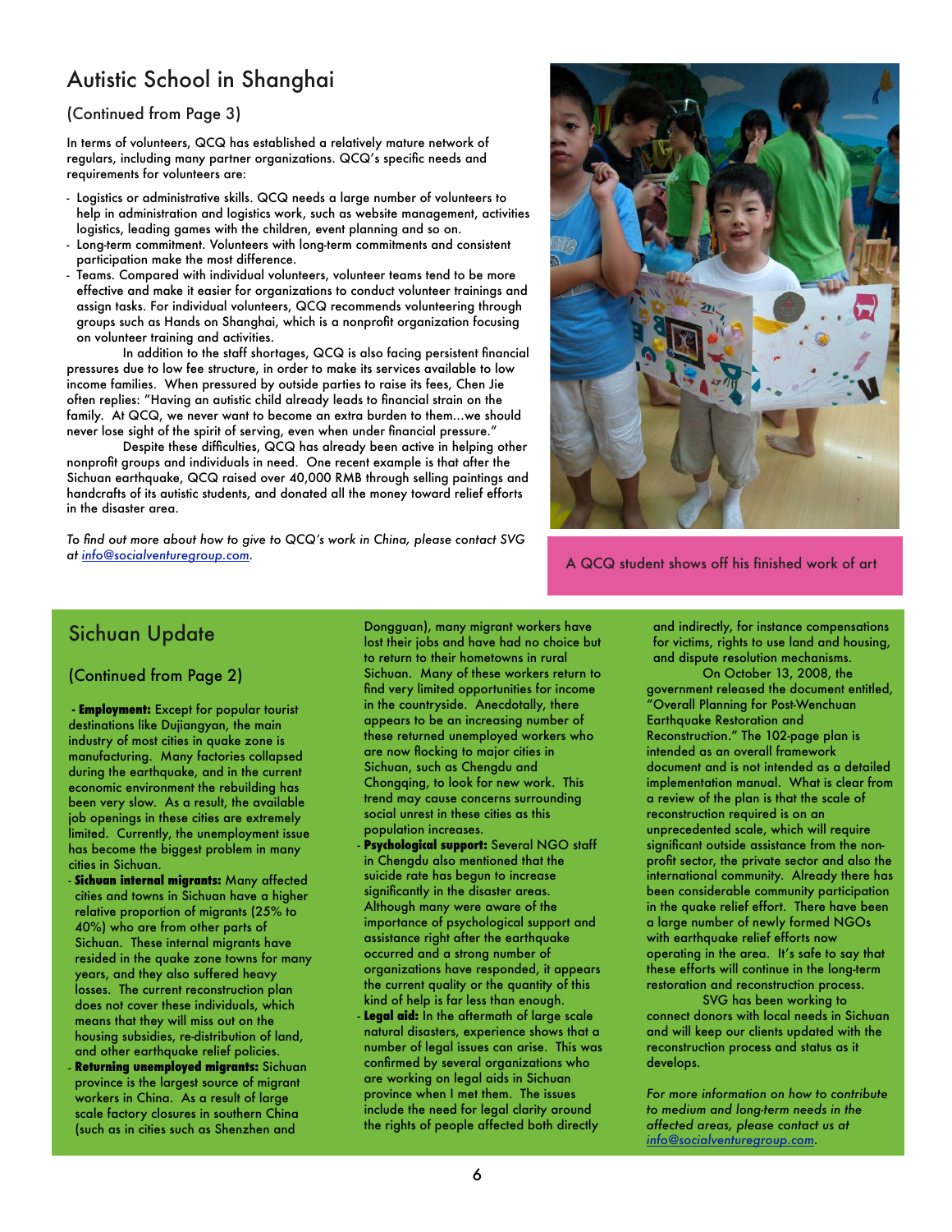## Autistic School in Shanghai

### (Continued from Page 3)

In terms of volunteers, QCQ has established a relatively mature network of regulars, including many partner organizations. QCQ's specific needs and requirements for volunteers are:

- Logistics or administrative skills. QCQ needs a large number of volunteers to help in administration and logistics work, such as website management, activities logistics, leading games with the children, event planning and so on.
- Long-term commitment. Volunteers with long-term commitments and consistent participation make the most difference.
- Teams. Compared with individual volunteers, volunteer teams tend to be more effective and make it easier for organizations to conduct volunteer trainings and assign tasks. For individual volunteers, QCQ recommends volunteering through groups such as Hands on Shanghai, which is a nonprofit organization focusing on volunteer training and activities.

In addition to the staff shortages, QCQ is also facing persistent financial pressures due to low fee structure, in order to make its services available to low income families. When pressured by outside parties to raise its fees, Chen Jie often replies: "Having an autistic child already leads to financial strain on the family. At QCQ, we never want to become an extra burden to them...we should never lose sight of the spirit of serving, even when under financial pressure."

Despite these difficulties, QCQ has already been active in helping other nonprofit groups and individuals in need. One recent example is that after the Sichuan earthquake, QCQ raised over 40,000 RMB through selling paintings and handcrafts of its autistic students, and donated all the money toward relief efforts in the disaster area.

*To find out more about how to give to QCQ's work in China, please contact SVG at info@socialventuregroup.com.*

A QCQ student shows off his finished work of art

## Sichuan Update

### (Continued from Page 2)

- **Employment:** Except for popular tourist destinations like Dujiangyan, the main industry of most cities in quake zone is manufacturing. Many factories collapsed during the earthquake, and in the current economic environment the rebuilding has been very slow. As a result, the available job openings in these cities are extremely limited. Currently, the unemployment issue has become the biggest problem in many cities in Sichuan.
- **Sichuan internal migrants:** Many affected cities and towns in Sichuan have a higher relative proportion of migrants (25% to 40%) who are from other parts of Sichuan. These internal migrants have resided in the quake zone towns for many years, and they also suffered heavy losses. The current reconstruction plan does not cover these individuals, which means that they will miss out on the housing subsidies, re-distribution of land, and other earthquake relief policies.
- **Returning unemployed migrants:** Sichuan province is the largest source of migrant workers in China. As a result of large scale factory closures in southern China (such as in cities such as Shenzhen and Dongguan), many migrant workers have lost their jobs and have had no choice but to return to their hometowns in rural Sichuan. Many of these workers return to find very limited opportunities for income in the countryside. Anecdotally, there appears to be an increasing number of these returned unemployed workers who are now flocking to major cities in Sichuan, such as Chengdu and Chongqing, to look for new work. This trend may cause concerns surrounding social unrest in these cities as this population increases.
- **Psychological support:** Several NGO staff in Chengdu also mentioned that the suicide rate has begun to increase significantly in the disaster areas. Although many were aware of the importance of psychological support and assistance right after the earthquake occurred and a strong number of organizations have responded, it appears the current quality or the quantity of this kind of help is far less than enough.
- **Legal aid:** In the aftermath of large scale natural disasters, experience shows that a number of legal issues can arise. This was confirmed by several organizations who are working on legal aids in Sichuan province when I met them. The issues include the need for legal clarity around the rights of people affected both directly and indirectly, for instance compensations for victims, rights to use land and housing, and dispute resolution mechanisms.

On October 13, 2008, the government released the document entitled, "Overall Planning for Post-Wenchuan Earthquake Restoration and Reconstruction." The 102-page plan is intended as an overall framework document and is not intended as a detailed implementation manual. What is clear from a review of the plan is that the scale of reconstruction required is on an unprecedented scale, which will require significant outside assistance from the non-profit sector, the private sector and also the international community. Already there has been considerable community participation in the quake relief effort. There have been a large number of newly formed NGOs with earthquake relief efforts now operating in the area. It's safe to say that these efforts will continue in the long-term restoration and reconstruction process.

SVG has been working to connect donors with local needs in Sichuan and will keep our clients updated with the reconstruction process and status as it develops.

*For more information on how to contribute to medium and long-term needs in the affected areas, please contact us at info@socialventuregroup.com.*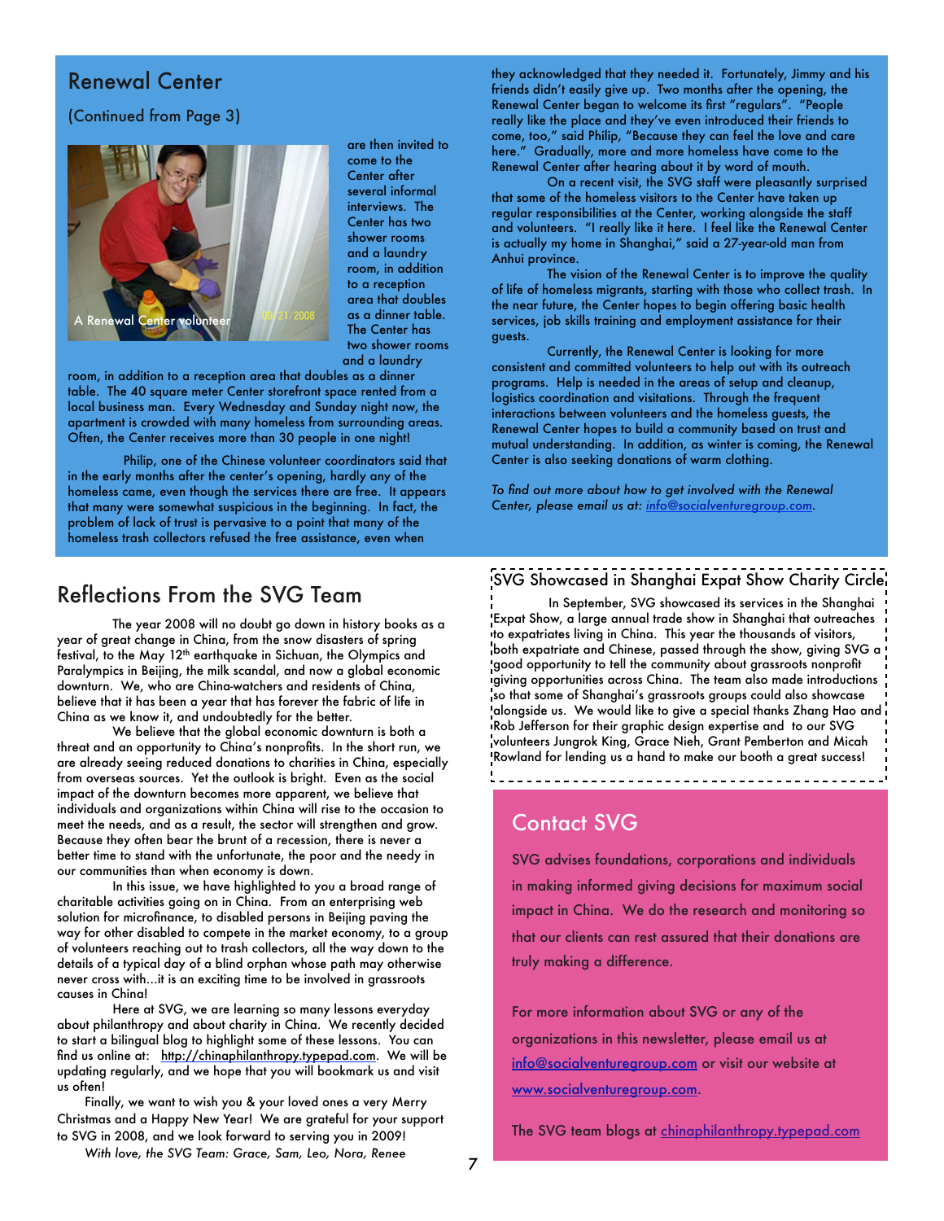## Renewal Center

(Continued from Page 3)

A Renewal Center volunteer

are then invited to come to the Center after several informal interviews. The Center has two shower rooms and a laundry room, in addition to a reception area that doubles as a dinner table. The Center has two shower rooms and a laundry room, in addition to a reception area that doubles as a dinner table. The 40 square meter Center storefront space rented from a local business man. Every Wednesday and Sunday night now, the apartment is crowded with many homeless from surrounding areas. Often, the Center receives more than 30 people in one night!

Philip, one of the Chinese volunteer coordinators said that in the early months after the center's opening, hardly any of the homeless came, even though the services there are free. It appears that many were somewhat suspicious in the beginning. In fact, the problem of lack of trust is pervasive to a point that many of the homeless trash collectors refused the free assistance, even when they acknowledged that they needed it. Fortunately, Jimmy and his friends didn't easily give up. Two months after the opening, the Renewal Center began to welcome its first "regulars". "People really like the place and they've even introduced their friends to come, too," said Philip, "Because they can feel the love and care here." Gradually, more and more homeless have come to the Renewal Center after hearing about it by word of mouth.

On a recent visit, the SVG staff were pleasantly surprised that some of the homeless visitors to the Center have taken up regular responsibilities at the Center, working alongside the staff and volunteers. "I really like it here. I feel like the Renewal Center is actually my home in Shanghai," said a 27-year-old man from Anhui province.

The vision of the Renewal Center is to improve the quality of life of homeless migrants, starting with those who collect trash. In the near future, the Center hopes to begin offering basic health services, job skills training and employment assistance for their guests.

Currently, the Renewal Center is looking for more consistent and committed volunteers to help out with its outreach programs. Help is needed in the areas of setup and cleanup, logistics coordination and visitations. Through the frequent interactions between volunteers and the homeless guests, the Renewal Center hopes to build a community based on trust and mutual understanding. In addition, as winter is coming, the Renewal Center is also seeking donations of warm clothing.

*To find out more about how to get involved with the Renewal Center, please email us at: info@socialventuregroup.com.*

## Reflections From the SVG Team

The year 2008 will no doubt go down in history books as a year of great change in China, from the snow disasters of spring festival, to the May 12th earthquake in Sichuan, the Olympics and Paralympics in Beijing, the milk scandal, and now a global economic downturn. We, who are China-watchers and residents of China, believe that it has been a year that has forever the fabric of life in China as we know it, and undoubtedly for the better.

We believe that the global economic downturn is both a threat and an opportunity to China's nonprofits. In the short run, we are already seeing reduced donations to charities in China, especially from overseas sources. Yet the outlook is bright. Even as the social impact of the downturn becomes more apparent, we believe that individuals and organizations within China will rise to the occasion to meet the needs, and as a result, the sector will strengthen and grow. Because they often bear the brunt of a recession, there is never a better time to stand with the unfortunate, the poor and the needy in our communities than when economy is down.

In this issue, we have highlighted to you a broad range of charitable activities going on in China. From an enterprising web solution for microfinance, to disabled persons in Beijing paving the way for other disabled to compete in the market economy, to a group of volunteers reaching out to trash collectors, all the way down to the details of a typical day of a blind orphan whose path may otherwise never cross with…it is an exciting time to be involved in grassroots causes in China!

Here at SVG, we are learning so many lessons everyday about philanthropy and about charity in China. We recently decided to start a bilingual blog to highlight some of these lessons. You can find us online at: http://chinaphilanthropy.typepad.com. We will be updating regularly, and we hope that you will bookmark us and visit us often!

Finally, we want to wish you & your loved ones a very Merry Christmas and a Happy New Year! We are grateful for your support to SVG in 2008, and we look forward to serving you in 2009!

*With love, the SVG Team: Grace, Sam, Leo, Nora, Renee*

## SVG Showcased in Shanghai Expat Show Charity Circle

In September, SVG showcased its services in the Shanghai Expat Show, a large annual trade show in Shanghai that outreaches to expatriates living in China. This year the thousands of visitors, both expatriate and Chinese, passed through the show, giving SVG a good opportunity to tell the community about grassroots nonprofit giving opportunities across China. The team also made introductions so that some of Shanghai's grassroots groups could also showcase alongside us. We would like to give a special thanks Zhang Hao and Rob Jefferson for their graphic design expertise and to our SVG volunteers Jungrok King, Grace Nieh, Grant Pemberton and Micah Rowland for lending us a hand to make our booth a great success!

## Contact SVG

SVG advises foundations, corporations and individuals in making informed giving decisions for maximum social impact in China. We do the research and monitoring so that our clients can rest assured that their donations are truly making a difference.

For more information about SVG or any of the organizations in this newsletter, please email us at info@socialventuregroup.com or visit our website at www.socialventuregroup.com.

The SVG team blogs at chinaphilanthropy.typepad.com